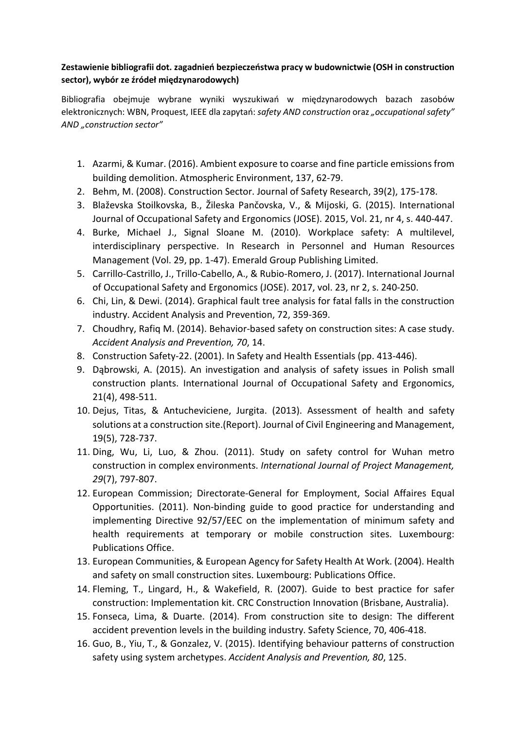**Zestawienie bibliografii dot. zagadnień bezpieczeństwa pracy w budownictwie (OSH in construction sector), wybór ze źródeł międzynarodowych)**

Bibliografia obejmuje wybrane wyniki wyszukiwań w międzynarodowych bazach zasobów elektronicznych: WBN, Proquest, IEEE dla zapytań: *safety AND construction* oraz *„occupational safety" AND „construction sector"*

1. Azarmi, & Kumar. (2016). Ambient exposure to coarse and fine particle emissions from building demolition. Atmospheric Environment, 137, 62-79.
2. Behm, M. (2008). Construction Sector. Journal of Safety Research, 39(2), 175-178.
3. Blaževska Stoilkovska, B., Žileska Pančovska, V., & Mijoski, G. (2015). International Journal of Occupational Safety and Ergonomics (JOSE). 2015, Vol. 21, nr 4, s. 440-447.
4. Burke, Michael J., Signal Sloane M. (2010). Workplace safety: A multilevel, interdisciplinary perspective. In Research in Personnel and Human Resources Management (Vol. 29, pp. 1-47). Emerald Group Publishing Limited.
5. Carrillo-Castrillo, J., Trillo-Cabello, A., & Rubio-Romero, J. (2017). International Journal of Occupational Safety and Ergonomics (JOSE). 2017, vol. 23, nr 2, s. 240-250.
6. Chi, Lin, & Dewi. (2014). Graphical fault tree analysis for fatal falls in the construction industry. Accident Analysis and Prevention, 72, 359-369.
7. Choudhry, Rafiq M. (2014). Behavior-based safety on construction sites: A case study. *Accident Analysis and Prevention, 70*, 14.
8. Construction Safety-22. (2001). In Safety and Health Essentials (pp. 413-446).
9. Dąbrowski, A. (2015). An investigation and analysis of safety issues in Polish small construction plants. International Journal of Occupational Safety and Ergonomics, 21(4), 498-511.
10. Dejus, Titas, & Antucheviciene, Jurgita. (2013). Assessment of health and safety solutions at a construction site.(Report). Journal of Civil Engineering and Management, 19(5), 728-737.
11. Ding, Wu, Li, Luo, & Zhou. (2011). Study on safety control for Wuhan metro construction in complex environments. *International Journal of Project Management, 29*(7), 797-807.
12. European Commission; Directorate-General for Employment, Social Affaires Equal Opportunities. (2011). Non-binding guide to good practice for understanding and implementing Directive 92/57/EEC on the implementation of minimum safety and health requirements at temporary or mobile construction sites. Luxembourg: Publications Office.
13. European Communities, & European Agency for Safety Health At Work. (2004). Health and safety on small construction sites. Luxembourg: Publications Office.
14. Fleming, T., Lingard, H., & Wakefield, R. (2007). Guide to best practice for safer construction: Implementation kit. CRC Construction Innovation (Brisbane, Australia).
15. Fonseca, Lima, & Duarte. (2014). From construction site to design: The different accident prevention levels in the building industry. Safety Science, 70, 406-418.
16. Guo, B., Yiu, T., & Gonzalez, V. (2015). Identifying behaviour patterns of construction safety using system archetypes. *Accident Analysis and Prevention, 80*, 125.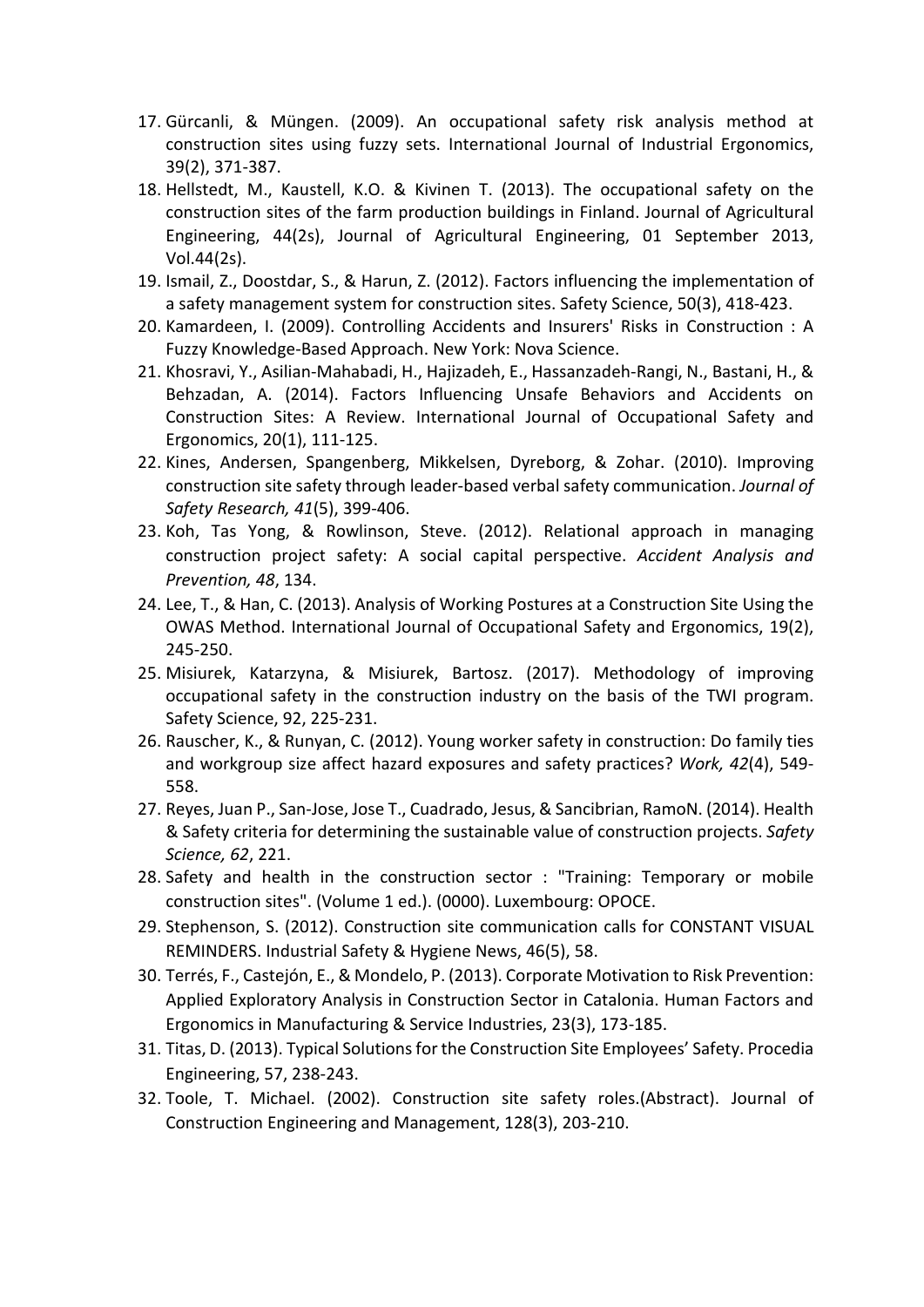17. Gürcanli, & Müngen. (2009). An occupational safety risk analysis method at construction sites using fuzzy sets. International Journal of Industrial Ergonomics, 39(2), 371-387.
18. Hellstedt, M., Kaustell, K.O. & Kivinen T. (2013). The occupational safety on the construction sites of the farm production buildings in Finland. Journal of Agricultural Engineering, 44(2s), Journal of Agricultural Engineering, 01 September 2013, Vol.44(2s).
19. Ismail, Z., Doostdar, S., & Harun, Z. (2012). Factors influencing the implementation of a safety management system for construction sites. Safety Science, 50(3), 418-423.
20. Kamardeen, I. (2009). Controlling Accidents and Insurers' Risks in Construction : A Fuzzy Knowledge-Based Approach. New York: Nova Science.
21. Khosravi, Y., Asilian-Mahabadi, H., Hajizadeh, E., Hassanzadeh-Rangi, N., Bastani, H., & Behzadan, A. (2014). Factors Influencing Unsafe Behaviors and Accidents on Construction Sites: A Review. International Journal of Occupational Safety and Ergonomics, 20(1), 111-125.
22. Kines, Andersen, Spangenberg, Mikkelsen, Dyreborg, & Zohar. (2010). Improving construction site safety through leader-based verbal safety communication. *Journal of Safety Research, 41*(5), 399-406.
23. Koh, Tas Yong, & Rowlinson, Steve. (2012). Relational approach in managing construction project safety: A social capital perspective. *Accident Analysis and Prevention, 48*, 134.
24. Lee, T., & Han, C. (2013). Analysis of Working Postures at a Construction Site Using the OWAS Method. International Journal of Occupational Safety and Ergonomics, 19(2), 245-250.
25. Misiurek, Katarzyna, & Misiurek, Bartosz. (2017). Methodology of improving occupational safety in the construction industry on the basis of the TWI program. Safety Science, 92, 225-231.
26. Rauscher, K., & Runyan, C. (2012). Young worker safety in construction: Do family ties and workgroup size affect hazard exposures and safety practices? *Work, 42*(4), 549-558.
27. Reyes, Juan P., San-Jose, Jose T., Cuadrado, Jesus, & Sancibrian, RamoN. (2014). Health & Safety criteria for determining the sustainable value of construction projects. *Safety Science, 62*, 221.
28. Safety and health in the construction sector : "Training: Temporary or mobile construction sites". (Volume 1 ed.). (0000). Luxembourg: OPOCE.
29. Stephenson, S. (2012). Construction site communication calls for CONSTANT VISUAL REMINDERS. Industrial Safety & Hygiene News, 46(5), 58.
30. Terrés, F., Castejón, E., & Mondelo, P. (2013). Corporate Motivation to Risk Prevention: Applied Exploratory Analysis in Construction Sector in Catalonia. Human Factors and Ergonomics in Manufacturing & Service Industries, 23(3), 173-185.
31. Titas, D. (2013). Typical Solutions for the Construction Site Employees' Safety. Procedia Engineering, 57, 238-243.
32. Toole, T. Michael. (2002). Construction site safety roles.(Abstract). Journal of Construction Engineering and Management, 128(3), 203-210.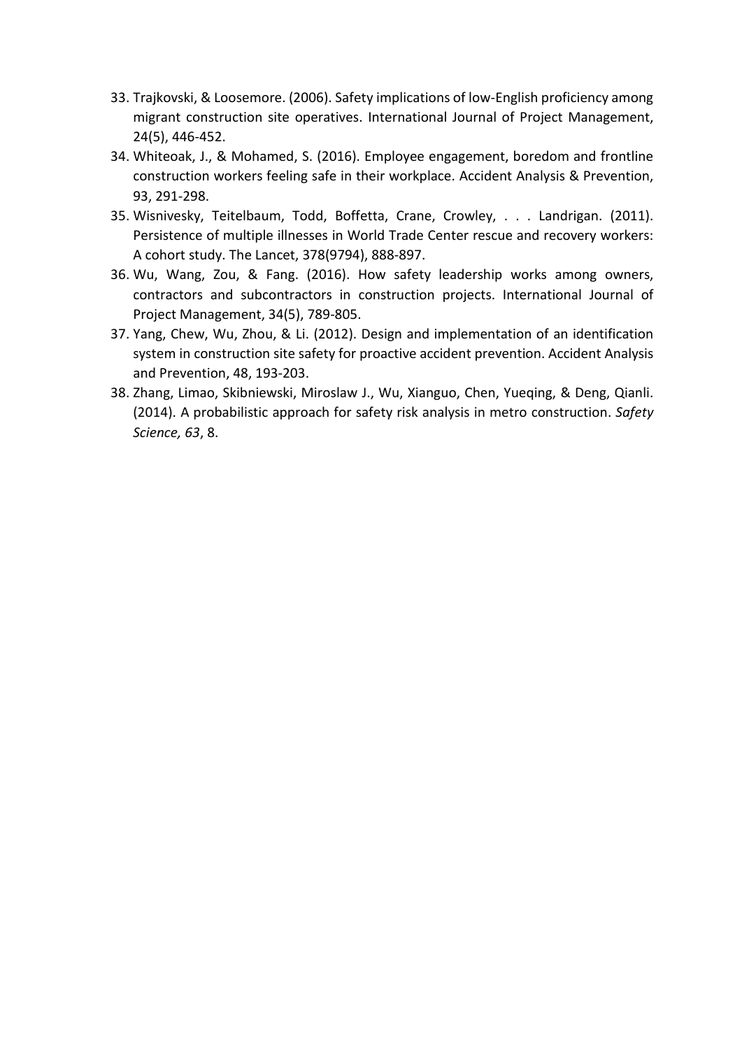33. Trajkovski, & Loosemore. (2006). Safety implications of low-English proficiency among migrant construction site operatives. International Journal of Project Management, 24(5), 446-452.
34. Whiteoak, J., & Mohamed, S. (2016). Employee engagement, boredom and frontline construction workers feeling safe in their workplace. Accident Analysis & Prevention, 93, 291-298.
35. Wisnivesky, Teitelbaum, Todd, Boffetta, Crane, Crowley, . . . Landrigan. (2011). Persistence of multiple illnesses in World Trade Center rescue and recovery workers: A cohort study. The Lancet, 378(9794), 888-897.
36. Wu, Wang, Zou, & Fang. (2016). How safety leadership works among owners, contractors and subcontractors in construction projects. International Journal of Project Management, 34(5), 789-805.
37. Yang, Chew, Wu, Zhou, & Li. (2012). Design and implementation of an identification system in construction site safety for proactive accident prevention. Accident Analysis and Prevention, 48, 193-203.
38. Zhang, Limao, Skibniewski, Miroslaw J., Wu, Xianguo, Chen, Yueqing, & Deng, Qianli. (2014). A probabilistic approach for safety risk analysis in metro construction. *Safety Science, 63*, 8.